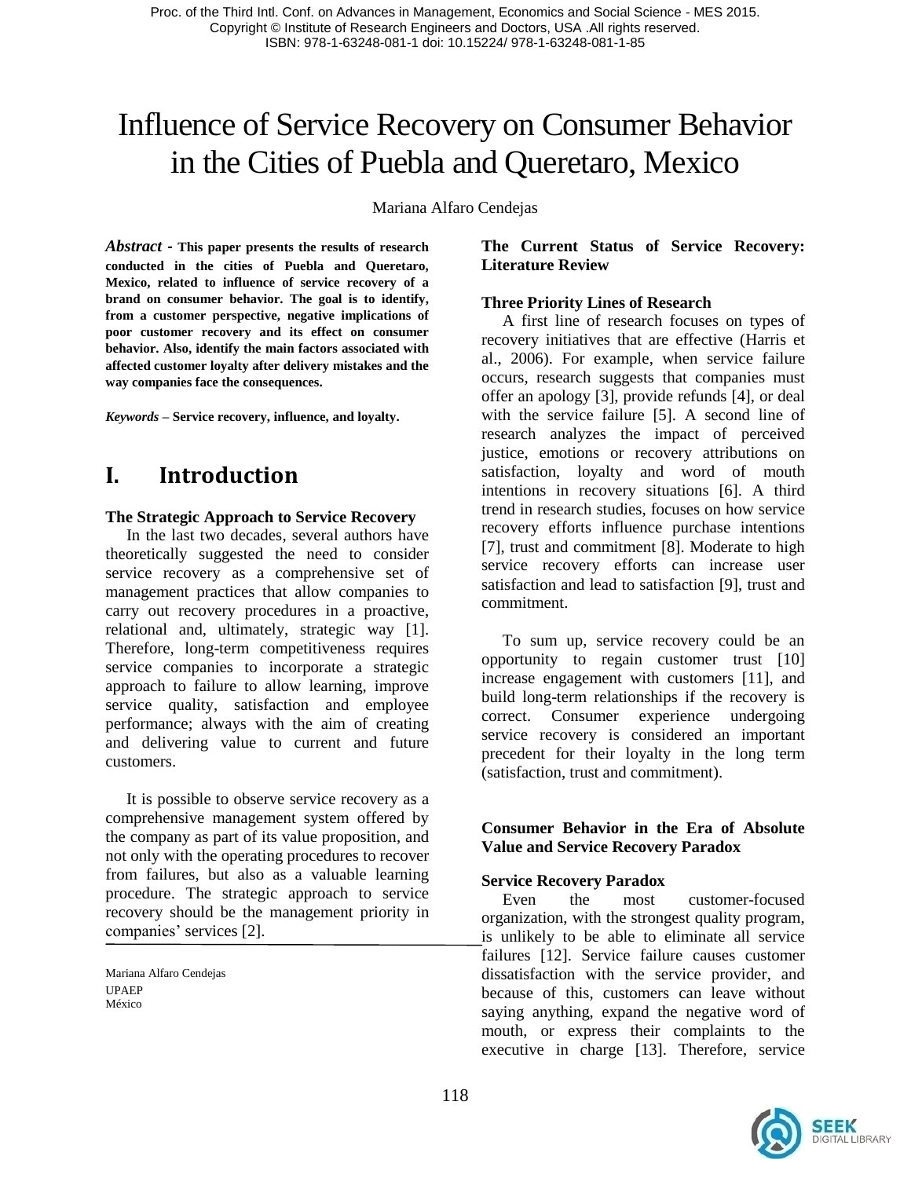# Influence of Service Recovery on Consumer Behavior in the Cities of Puebla and Queretaro, Mexico

Mariana Alfaro Cendejas

***Abstract*** **- This paper presents the results of research conducted in the cities of Puebla and Queretaro, Mexico, related to influence of service recovery of a brand on consumer behavior. The goal is to identify, from a customer perspective, negative implications of poor customer recovery and its effect on consumer behavior. Also, identify the main factors associated with affected customer loyalty after delivery mistakes and the way companies face the consequences.**

***Keywords*** **– Service recovery, influence, and loyalty.**

## I. Introduction

### The Strategic Approach to Service Recovery

In the last two decades, several authors have theoretically suggested the need to consider service recovery as a comprehensive set of management practices that allow companies to carry out recovery procedures in a proactive, relational and, ultimately, strategic way [1]. Therefore, long-term competitiveness requires service companies to incorporate a strategic approach to failure to allow learning, improve service quality, satisfaction and employee performance; always with the aim of creating and delivering value to current and future customers.

It is possible to observe service recovery as a comprehensive management system offered by the company as part of its value proposition, and not only with the operating procedures to recover from failures, but also as a valuable learning procedure. The strategic approach to service recovery should be the management priority in companies' services [2].

Mariana Alfaro Cendejas
UPAEP
México

### The Current Status of Service Recovery: Literature Review

### Three Priority Lines of Research

A first line of research focuses on types of recovery initiatives that are effective (Harris et al., 2006). For example, when service failure occurs, research suggests that companies must offer an apology [3], provide refunds [4], or deal with the service failure [5]. A second line of research analyzes the impact of perceived justice, emotions or recovery attributions on satisfaction, loyalty and word of mouth intentions in recovery situations [6]. A third trend in research studies, focuses on how service recovery efforts influence purchase intentions [7], trust and commitment [8]. Moderate to high service recovery efforts can increase user satisfaction and lead to satisfaction [9], trust and commitment.

To sum up, service recovery could be an opportunity to regain customer trust [10] increase engagement with customers [11], and build long-term relationships if the recovery is correct. Consumer experience undergoing service recovery is considered an important precedent for their loyalty in the long term (satisfaction, trust and commitment).

### Consumer Behavior in the Era of Absolute Value and Service Recovery Paradox

### Service Recovery Paradox

Even the most customer-focused organization, with the strongest quality program, is unlikely to be able to eliminate all service failures [12]. Service failure causes customer dissatisfaction with the service provider, and because of this, customers can leave without saying anything, expand the negative word of mouth, or express their complaints to the executive in charge [13]. Therefore, service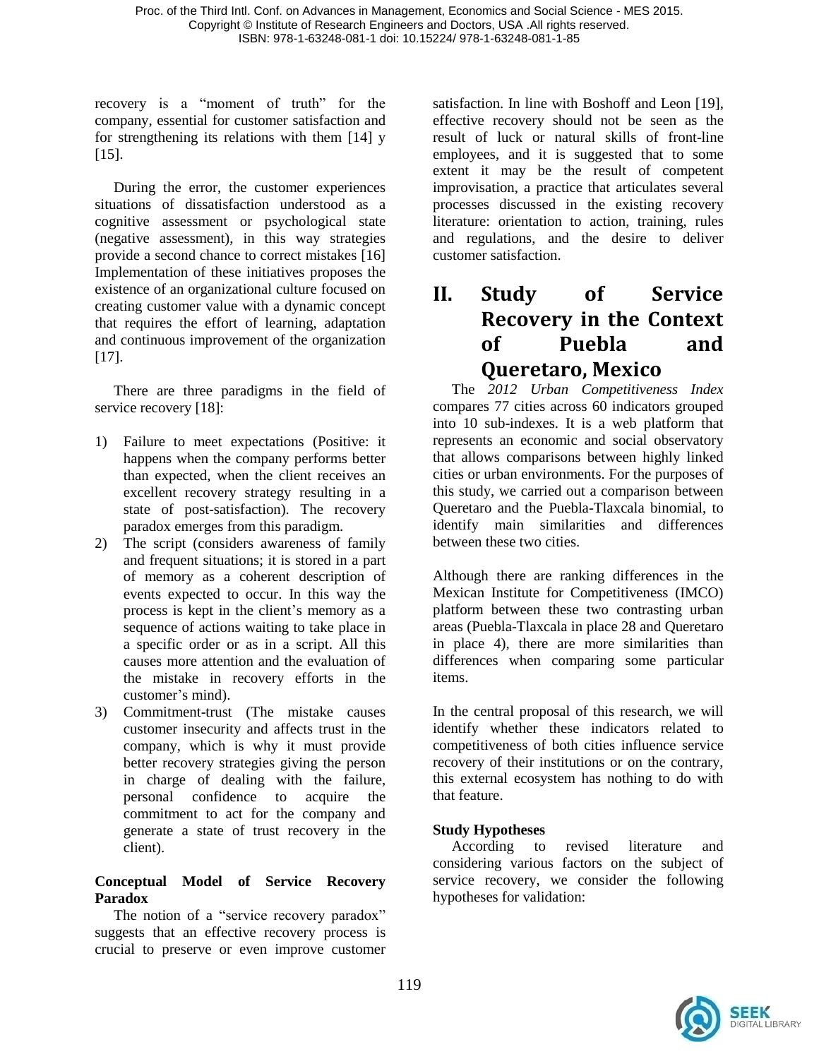recovery is a "moment of truth" for the company, essential for customer satisfaction and for strengthening its relations with them [14] y [15].

During the error, the customer experiences situations of dissatisfaction understood as a cognitive assessment or psychological state (negative assessment), in this way strategies provide a second chance to correct mistakes [16] Implementation of these initiatives proposes the existence of an organizational culture focused on creating customer value with a dynamic concept that requires the effort of learning, adaptation and continuous improvement of the organization [17].

There are three paradigms in the field of service recovery [18]:

1) Failure to meet expectations (Positive: it happens when the company performs better than expected, when the client receives an excellent recovery strategy resulting in a state of post-satisfaction). The recovery paradox emerges from this paradigm.
2) The script (considers awareness of family and frequent situations; it is stored in a part of memory as a coherent description of events expected to occur. In this way the process is kept in the client's memory as a sequence of actions waiting to take place in a specific order or as in a script. All this causes more attention and the evaluation of the mistake in recovery efforts in the customer's mind).
3) Commitment-trust (The mistake causes customer insecurity and affects trust in the company, which is why it must provide better recovery strategies giving the person in charge of dealing with the failure, personal confidence to acquire the commitment to act for the company and generate a state of trust recovery in the client).

**Conceptual Model of Service Recovery Paradox**

The notion of a "service recovery paradox" suggests that an effective recovery process is crucial to preserve or even improve customer satisfaction. In line with Boshoff and Leon [19], effective recovery should not be seen as the result of luck or natural skills of front-line employees, and it is suggested that to some extent it may be the result of competent improvisation, a practice that articulates several processes discussed in the existing recovery literature: orientation to action, training, rules and regulations, and the desire to deliver customer satisfaction.

# II. Study of Service Recovery in the Context of Puebla and Queretaro, Mexico

The *2012 Urban Competitiveness Index* compares 77 cities across 60 indicators grouped into 10 sub-indexes. It is a web platform that represents an economic and social observatory that allows comparisons between highly linked cities or urban environments. For the purposes of this study, we carried out a comparison between Queretaro and the Puebla-Tlaxcala binomial, to identify main similarities and differences between these two cities.

Although there are ranking differences in the Mexican Institute for Competitiveness (IMCO) platform between these two contrasting urban areas (Puebla-Tlaxcala in place 28 and Queretaro in place 4), there are more similarities than differences when comparing some particular items.

In the central proposal of this research, we will identify whether these indicators related to competitiveness of both cities influence service recovery of their institutions or on the contrary, this external ecosystem has nothing to do with that feature.

**Study Hypotheses**

According to revised literature and considering various factors on the subject of service recovery, we consider the following hypotheses for validation: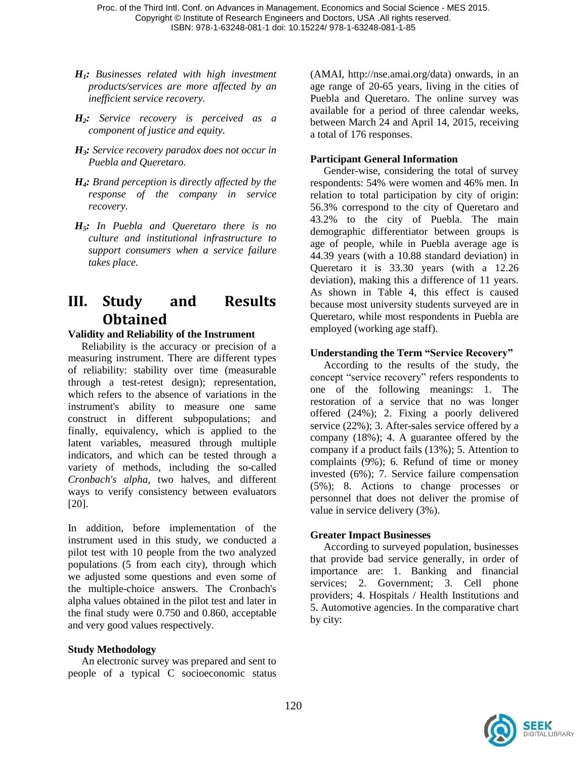- ***$H_1$:** Businesses related with high investment products/services are more affected by an inefficient service recovery.*
- ***$H_2$:** Service recovery is perceived as a component of justice and equity.*
- ***$H_3$:** Service recovery paradox does not occur in Puebla and Queretaro.*
- ***$H_4$:** Brand perception is directly affected by the response of the company in service recovery.*
- ***$H_5$:** In Puebla and Queretaro there is no culture and institutional infrastructure to support consumers when a service failure takes place.*

# III. Study and Results Obtained

**Validity and Reliability of the Instrument**

Reliability is the accuracy or precision of a measuring instrument. There are different types of reliability: stability over time (measurable through a test-retest design); representation, which refers to the absence of variations in the instrument's ability to measure one same construct in different subpopulations; and finally, equivalency, which is applied to the latent variables, measured through multiple indicators, and which can be tested through a variety of methods, including the so-called *Cronbach's alpha*, two halves, and different ways to verify consistency between evaluators [20].

In addition, before implementation of the instrument used in this study, we conducted a pilot test with 10 people from the two analyzed populations (5 from each city), through which we adjusted some questions and even some of the multiple-choice answers. The Cronbach's alpha values obtained in the pilot test and later in the final study were 0.750 and 0.860, acceptable and very good values respectively.

**Study Methodology**

An electronic survey was prepared and sent to people of a typical C socioeconomic status (AMAI, http://nse.amai.org/data) onwards, in an age range of 20-65 years, living in the cities of Puebla and Queretaro. The online survey was available for a period of three calendar weeks, between March 24 and April 14, 2015, receiving a total of 176 responses.

**Participant General Information**

Gender-wise, considering the total of survey respondents: 54% were women and 46% men. In relation to total participation by city of origin: 56.3% correspond to the city of Queretaro and 43.2% to the city of Puebla. The main demographic differentiator between groups is age of people, while in Puebla average age is 44.39 years (with a 10.88 standard deviation) in Queretaro it is 33.30 years (with a 12.26 deviation), making this a difference of 11 years. As shown in Table 4, this effect is caused because most university students surveyed are in Queretaro, while most respondents in Puebla are employed (working age staff).

**Understanding the Term "Service Recovery"**

According to the results of the study, the concept "service recovery" refers respondents to one of the following meanings: 1. The restoration of a service that no was longer offered (24%); 2. Fixing a poorly delivered service (22%); 3. After-sales service offered by a company (18%); 4. A guarantee offered by the company if a product fails (13%); 5. Attention to complaints (9%); 6. Refund of time or money invested (6%); 7. Service failure compensation (5%); 8. Actions to change processes or personnel that does not deliver the promise of value in service delivery (3%).

**Greater Impact Businesses**

According to surveyed population, businesses that provide bad service generally, in order of importance are: 1. Banking and financial services; 2. Government; 3. Cell phone providers; 4. Hospitals / Health Institutions and 5. Automotive agencies. In the comparative chart by city: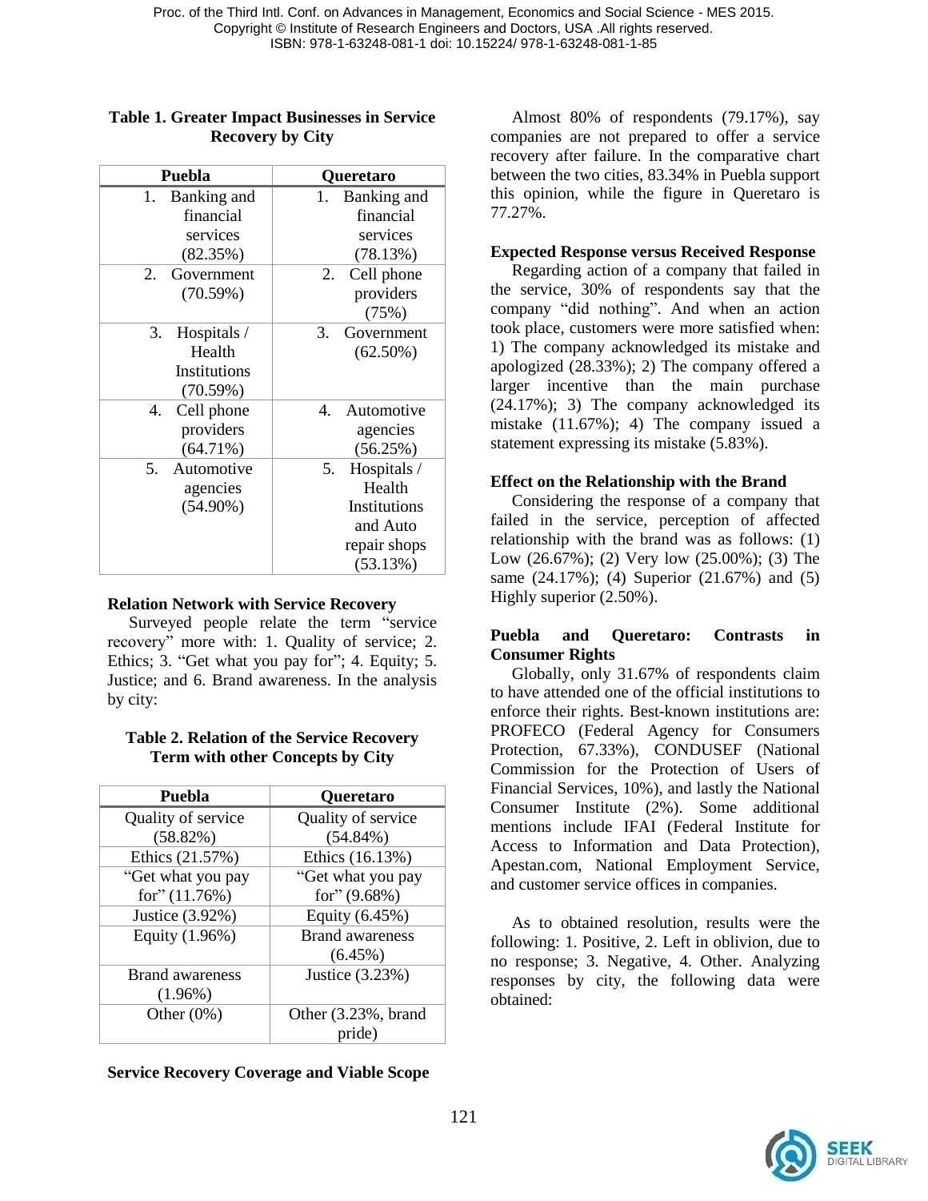**Table 1. Greater Impact Businesses in Service Recovery by City**

| Puebla | Queretaro |
|---|---|
| 1. Banking and financial services (82.35%) | 1. Banking and financial services (78.13%) |
| 2. Government (70.59%) | 2. Cell phone providers (75%) |
| 3. Hospitals / Health Institutions (70.59%) | 3. Government (62.50%) |
| 4. Cell phone providers (64.71%) | 4. Automotive agencies (56.25%) |
| 5. Automotive agencies (54.90%) | 5. Hospitals / Health Institutions and Auto repair shops (53.13%) |

**Relation Network with Service Recovery**

Surveyed people relate the term "service recovery" more with: 1. Quality of service; 2. Ethics; 3. "Get what you pay for"; 4. Equity; 5. Justice; and 6. Brand awareness. In the analysis by city:

**Table 2. Relation of the Service Recovery Term with other Concepts by City**

| Puebla | Queretaro |
|---|---|
| Quality of service (58.82%) | Quality of service (54.84%) |
| Ethics (21.57%) | Ethics (16.13%) |
| "Get what you pay for" (11.76%) | "Get what you pay for" (9.68%) |
| Justice (3.92%) | Equity (6.45%) |
| Equity (1.96%) | Brand awareness (6.45%) |
| Brand awareness (1.96%) | Justice (3.23%) |
| Other (0%) | Other (3.23%, brand pride) |

**Service Recovery Coverage and Viable Scope**

Almost 80% of respondents (79.17%), say companies are not prepared to offer a service recovery after failure. In the comparative chart between the two cities, 83.34% in Puebla support this opinion, while the figure in Queretaro is 77.27%.

**Expected Response versus Received Response**

Regarding action of a company that failed in the service, 30% of respondents say that the company "did nothing". And when an action took place, customers were more satisfied when: 1) The company acknowledged its mistake and apologized (28.33%); 2) The company offered a larger incentive than the main purchase (24.17%); 3) The company acknowledged its mistake (11.67%); 4) The company issued a statement expressing its mistake (5.83%).

**Effect on the Relationship with the Brand**

Considering the response of a company that failed in the service, perception of affected relationship with the brand was as follows: (1) Low (26.67%); (2) Very low (25.00%); (3) The same (24.17%); (4) Superior (21.67%) and (5) Highly superior (2.50%).

**Puebla and Queretaro: Contrasts in Consumer Rights**

Globally, only 31.67% of respondents claim to have attended one of the official institutions to enforce their rights. Best-known institutions are: PROFECO (Federal Agency for Consumers Protection, 67.33%), CONDUSEF (National Commission for the Protection of Users of Financial Services, 10%), and lastly the National Consumer Institute (2%). Some additional mentions include IFAI (Federal Institute for Access to Information and Data Protection), Apestan.com, National Employment Service, and customer service offices in companies.

As to obtained resolution, results were the following: 1. Positive, 2. Left in oblivion, due to no response; 3. Negative, 4. Other. Analyzing responses by city, the following data were obtained: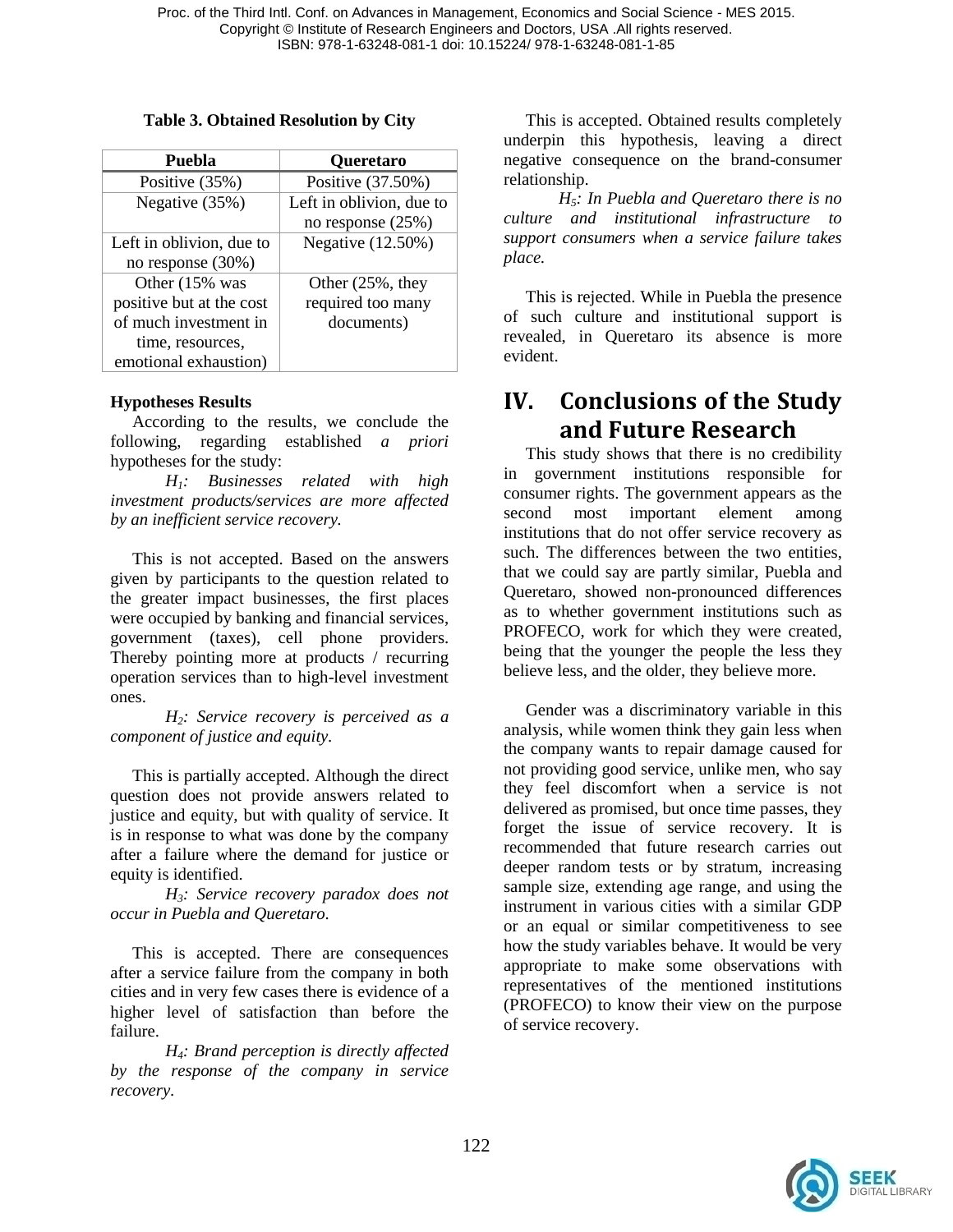**Table 3. Obtained Resolution by City**

| Puebla | Queretaro |
| --- | --- |
| Positive (35%) | Positive (37.50%) |
| Negative (35%) | Left in oblivion, due to no response (25%) |
| Left in oblivion, due to no response (30%) | Negative (12.50%) |
| Other (15% was positive but at the cost of much investment in time, resources, emotional exhaustion) | Other (25%, they required too many documents) |

**Hypotheses Results**

According to the results, we conclude the following, regarding established *a priori* hypotheses for the study:

*$H_1$: Businesses related with high investment products/services are more affected by an inefficient service recovery.*

This is not accepted. Based on the answers given by participants to the question related to the greater impact businesses, the first places were occupied by banking and financial services, government (taxes), cell phone providers. Thereby pointing more at products / recurring operation services than to high-level investment ones.

*$H_2$: Service recovery is perceived as a component of justice and equity.*

This is partially accepted. Although the direct question does not provide answers related to justice and equity, but with quality of service. It is in response to what was done by the company after a failure where the demand for justice or equity is identified.

*$H_3$: Service recovery paradox does not occur in Puebla and Queretaro.*

This is accepted. There are consequences after a service failure from the company in both cities and in very few cases there is evidence of a higher level of satisfaction than before the failure.

*$H_4$: Brand perception is directly affected by the response of the company in service recovery.*

This is accepted. Obtained results completely underpin this hypothesis, leaving a direct negative consequence on the brand-consumer relationship.

*$H_5$: In Puebla and Queretaro there is no culture and institutional infrastructure to support consumers when a service failure takes place.*

This is rejected. While in Puebla the presence of such culture and institutional support is revealed, in Queretaro its absence is more evident.

# IV. Conclusions of the Study and Future Research

This study shows that there is no credibility in government institutions responsible for consumer rights. The government appears as the second most important element among institutions that do not offer service recovery as such. The differences between the two entities, that we could say are partly similar, Puebla and Queretaro, showed non-pronounced differences as to whether government institutions such as PROFECO, work for which they were created, being that the younger the people the less they believe less, and the older, they believe more.

Gender was a discriminatory variable in this analysis, while women think they gain less when the company wants to repair damage caused for not providing good service, unlike men, who say they feel discomfort when a service is not delivered as promised, but once time passes, they forget the issue of service recovery. It is recommended that future research carries out deeper random tests or by stratum, increasing sample size, extending age range, and using the instrument in various cities with a similar GDP or an equal or similar competitiveness to see how the study variables behave. It would be very appropriate to make some observations with representatives of the mentioned institutions (PROFECO) to know their view on the purpose of service recovery.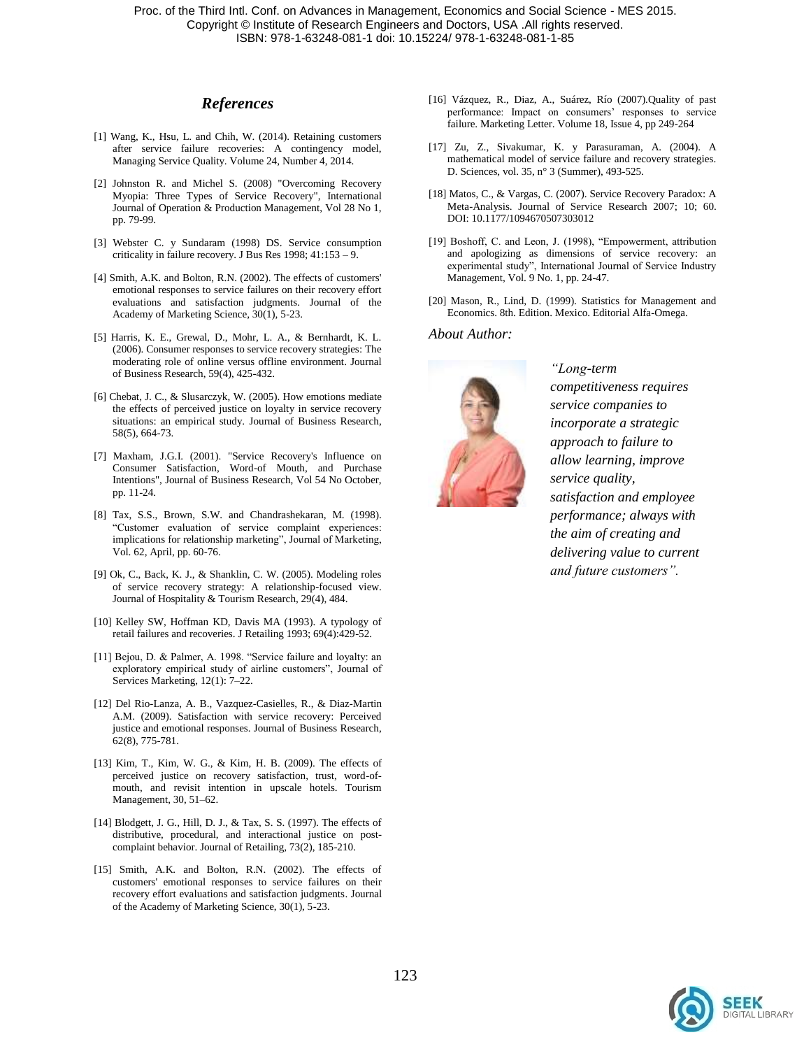## *References*

[1] Wang, K., Hsu, L. and Chih, W. (2014). Retaining customers after service failure recoveries: A contingency model, Managing Service Quality. Volume 24, Number 4, 2014.

[2] Johnston R. and Michel S. (2008) "Overcoming Recovery Myopia: Three Types of Service Recovery", International Journal of Operation & Production Management, Vol 28 No 1, pp. 79-99.

[3] Webster C. y Sundaram (1998) DS. Service consumption criticality in failure recovery. J Bus Res 1998; 41:153 – 9.

[4] Smith, A.K. and Bolton, R.N. (2002). The effects of customers' emotional responses to service failures on their recovery effort evaluations and satisfaction judgments. Journal of the Academy of Marketing Science, 30(1), 5-23.

[5] Harris, K. E., Grewal, D., Mohr, L. A., & Bernhardt, K. L. (2006). Consumer responses to service recovery strategies: The moderating role of online versus offline environment. Journal of Business Research, 59(4), 425-432.

[6] Chebat, J. C., & Slusarczyk, W. (2005). How emotions mediate the effects of perceived justice on loyalty in service recovery situations: an empirical study. Journal of Business Research, 58(5), 664-73.

[7] Maxham, J.G.I. (2001). "Service Recovery's Influence on Consumer Satisfaction, Word-of Mouth, and Purchase Intentions", Journal of Business Research, Vol 54 No October, pp. 11-24.

[8] Tax, S.S., Brown, S.W. and Chandrashekaran, M. (1998). "Customer evaluation of service complaint experiences: implications for relationship marketing", Journal of Marketing, Vol. 62, April, pp. 60-76.

[9] Ok, C., Back, K. J., & Shanklin, C. W. (2005). Modeling roles of service recovery strategy: A relationship-focused view. Journal of Hospitality & Tourism Research, 29(4), 484.

[10] Kelley SW, Hoffman KD, Davis MA (1993). A typology of retail failures and recoveries. J Retailing 1993; 69(4):429-52.

[11] Bejou, D. & Palmer, A. 1998. "Service failure and loyalty: an exploratory empirical study of airline customers", Journal of Services Marketing, 12(1): 7–22.

[12] Del Rio-Lanza, A. B., Vazquez-Casielles, R., & Diaz-Martin A.M. (2009). Satisfaction with service recovery: Perceived justice and emotional responses. Journal of Business Research, 62(8), 775-781.

[13] Kim, T., Kim, W. G., & Kim, H. B. (2009). The effects of perceived justice on recovery satisfaction, trust, word-of-mouth, and revisit intention in upscale hotels. Tourism Management, 30, 51–62.

[14] Blodgett, J. G., Hill, D. J., & Tax, S. S. (1997). The effects of distributive, procedural, and interactional justice on post-complaint behavior. Journal of Retailing, 73(2), 185-210.

[15] Smith, A.K. and Bolton, R.N. (2002). The effects of customers' emotional responses to service failures on their recovery effort evaluations and satisfaction judgments. Journal of the Academy of Marketing Science, 30(1), 5-23.

[16] Vázquez, R., Diaz, A., Suárez, Río (2007).Quality of past performance: Impact on consumers' responses to service failure. Marketing Letter. Volume 18, Issue 4, pp 249-264

[17] Zu, Z., Sivakumar, K. y Parasuraman, A. (2004). A mathematical model of service failure and recovery strategies. D. Sciences, vol. 35, n° 3 (Summer), 493-525.

[18] Matos, C., & Vargas, C. (2007). Service Recovery Paradox: A Meta-Analysis. Journal of Service Research 2007; 10; 60. DOI: 10.1177/1094670507303012

[19] Boshoff, C. and Leon, J. (1998), "Empowerment, attribution and apologizing as dimensions of service recovery: an experimental study", International Journal of Service Industry Management, Vol. 9 No. 1, pp. 24-47.

[20] Mason, R., Lind, D. (1999). Statistics for Management and Economics. 8th. Edition. Mexico. Editorial Alfa-Omega.

*About Author:*

*"Long-term competitiveness requires service companies to incorporate a strategic approach to failure to allow learning, improve service quality, satisfaction and employee performance; always with the aim of creating and delivering value to current and future customers".*